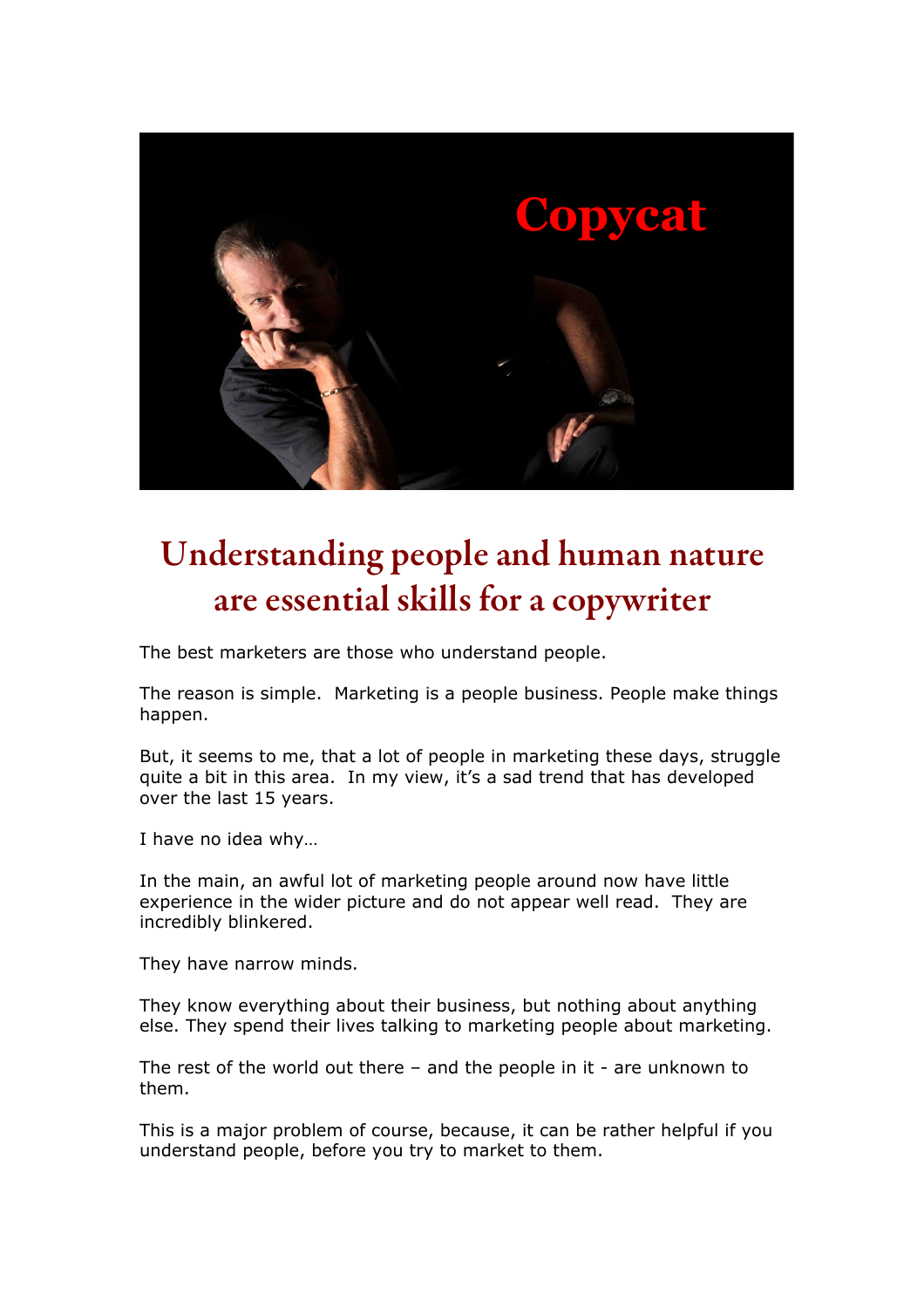Copycat

# Understanding people and human nature are essential skills for a copywriter

The best marketers are those who understand people.

The reason is simple. Marketing is a people business. People make things happen.

But, it seems to me, that a lot of people in marketing these days, struggle quite a bit in this area. In my view, it's a sad trend that has developed over the last 15 years.

I have no idea why…

In the main, an awful lot of marketing people around now have little experience in the wider picture and do not appear well read. They are incredibly blinkered.

They have narrow minds.

They know everything about their business, but nothing about anything else. They spend their lives talking to marketing people about marketing.

The rest of the world out there – and the people in it - are unknown to them.

This is a major problem of course, because, it can be rather helpful if you understand people, before you try to market to them.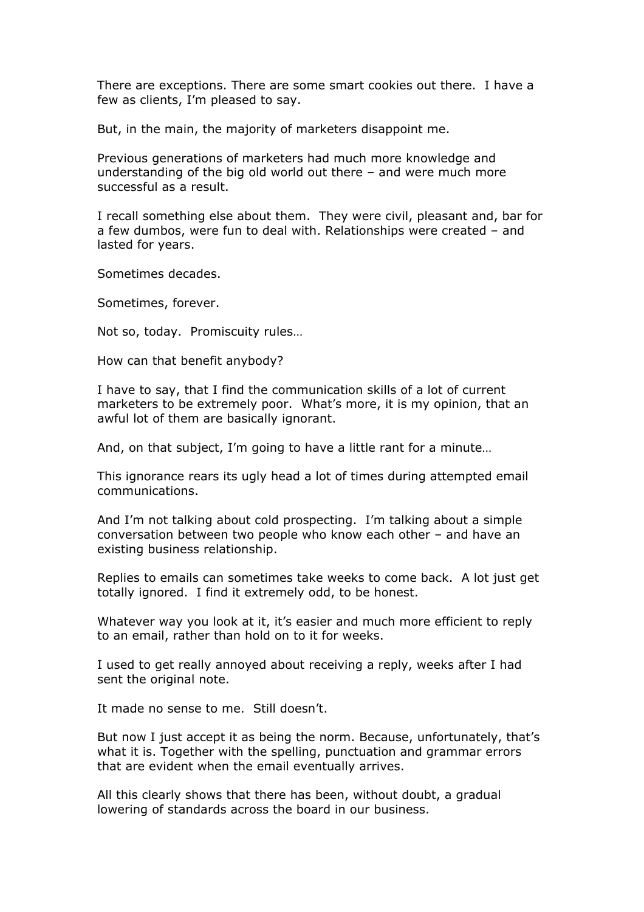There are exceptions. There are some smart cookies out there. I have a few as clients, I'm pleased to say.

But, in the main, the majority of marketers disappoint me.

Previous generations of marketers had much more knowledge and understanding of the big old world out there – and were much more successful as a result.

I recall something else about them. They were civil, pleasant and, bar for a few dumbos, were fun to deal with. Relationships were created – and lasted for years.

Sometimes decades.

Sometimes, forever.

Not so, today. Promiscuity rules…

How can that benefit anybody?

I have to say, that I find the communication skills of a lot of current marketers to be extremely poor. What's more, it is my opinion, that an awful lot of them are basically ignorant.

And, on that subject, I'm going to have a little rant for a minute…

This ignorance rears its ugly head a lot of times during attempted email communications.

And I'm not talking about cold prospecting. I'm talking about a simple conversation between two people who know each other – and have an existing business relationship.

Replies to emails can sometimes take weeks to come back. A lot just get totally ignored. I find it extremely odd, to be honest.

Whatever way you look at it, it's easier and much more efficient to reply to an email, rather than hold on to it for weeks.

I used to get really annoyed about receiving a reply, weeks after I had sent the original note.

It made no sense to me. Still doesn't.

But now I just accept it as being the norm. Because, unfortunately, that's what it is. Together with the spelling, punctuation and grammar errors that are evident when the email eventually arrives.

All this clearly shows that there has been, without doubt, a gradual lowering of standards across the board in our business.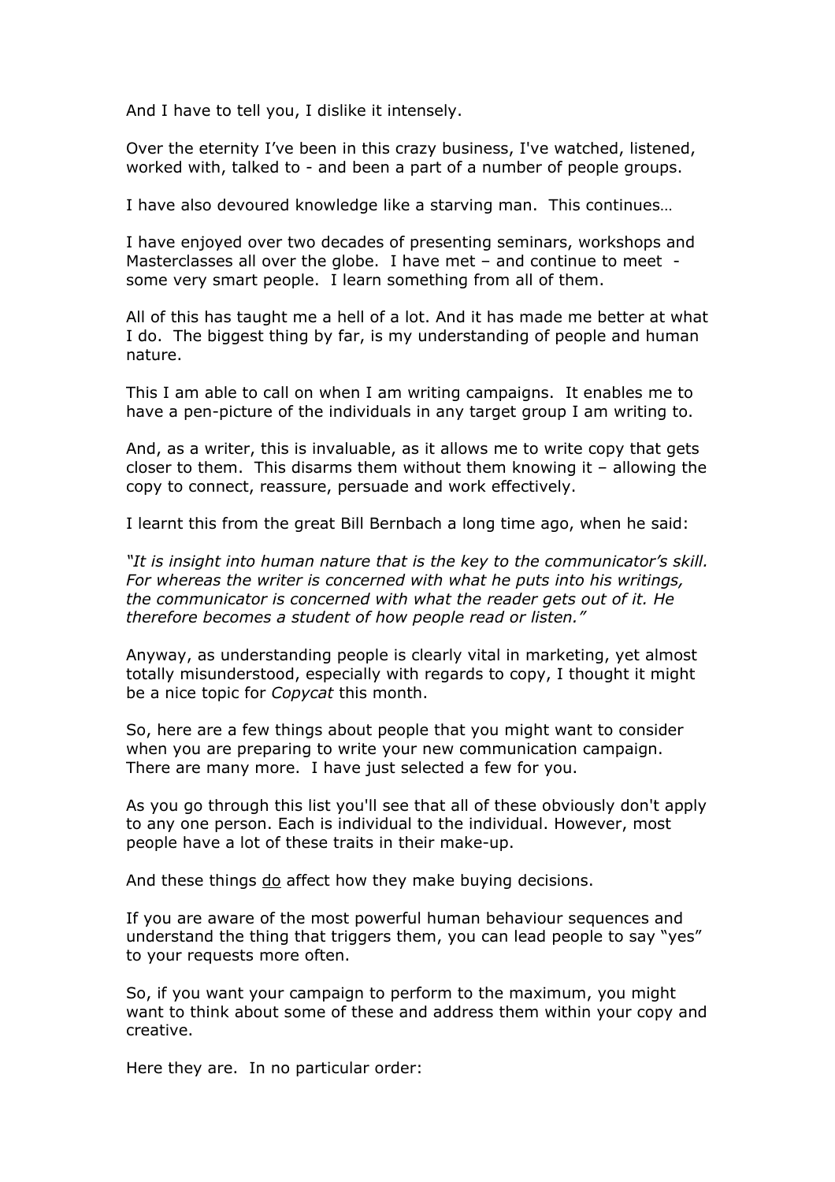And I have to tell you, I dislike it intensely.

Over the eternity I've been in this crazy business, I've watched, listened, worked with, talked to - and been a part of a number of people groups.

I have also devoured knowledge like a starving man. This continues…

I have enjoyed over two decades of presenting seminars, workshops and Masterclasses all over the globe. I have met – and continue to meet - some very smart people. I learn something from all of them.

All of this has taught me a hell of a lot. And it has made me better at what I do. The biggest thing by far, is my understanding of people and human nature.

This I am able to call on when I am writing campaigns. It enables me to have a pen-picture of the individuals in any target group I am writing to.

And, as a writer, this is invaluable, as it allows me to write copy that gets closer to them. This disarms them without them knowing it – allowing the copy to connect, reassure, persuade and work effectively.

I learnt this from the great Bill Bernbach a long time ago, when he said:

*"It is insight into human nature that is the key to the communicator's skill. For whereas the writer is concerned with what he puts into his writings, the communicator is concerned with what the reader gets out of it. He therefore becomes a student of how people read or listen."*

Anyway, as understanding people is clearly vital in marketing, yet almost totally misunderstood, especially with regards to copy, I thought it might be a nice topic for *Copycat* this month.

So, here are a few things about people that you might want to consider when you are preparing to write your new communication campaign. There are many more. I have just selected a few for you.

As you go through this list you'll see that all of these obviously don't apply to any one person. Each is individual to the individual. However, most people have a lot of these traits in their make-up.

And these things <u>do</u> affect how they make buying decisions.

If you are aware of the most powerful human behaviour sequences and understand the thing that triggers them, you can lead people to say "yes" to your requests more often.

So, if you want your campaign to perform to the maximum, you might want to think about some of these and address them within your copy and creative.

Here they are. In no particular order: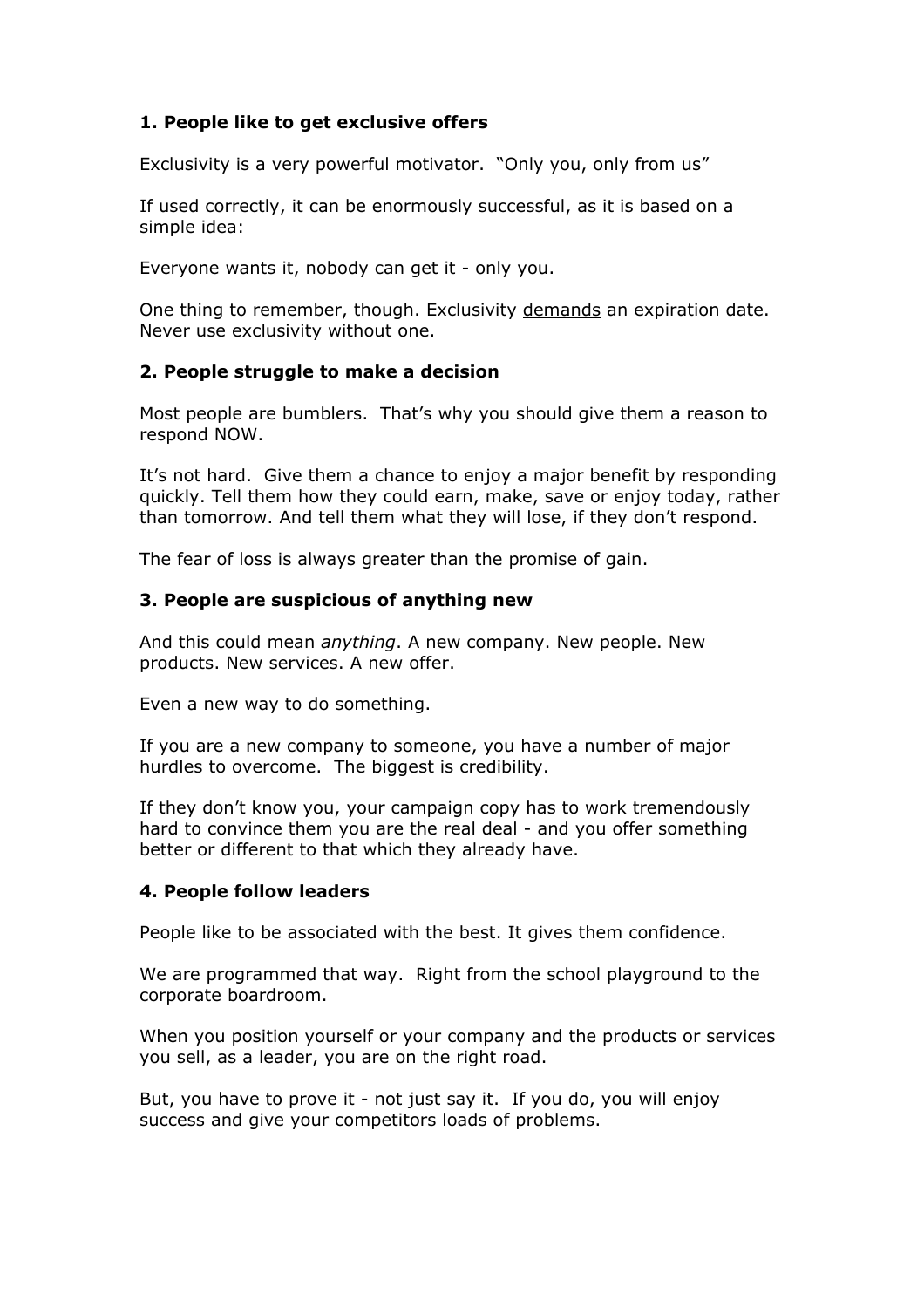**1. People like to get exclusive offers**

Exclusivity is a very powerful motivator. "Only you, only from us"

If used correctly, it can be enormously successful, as it is based on a simple idea:

Everyone wants it, nobody can get it - only you.

One thing to remember, though. Exclusivity <u>demands</u> an expiration date. Never use exclusivity without one.

**2. People struggle to make a decision**

Most people are bumblers. That's why you should give them a reason to respond NOW.

It's not hard. Give them a chance to enjoy a major benefit by responding quickly. Tell them how they could earn, make, save or enjoy today, rather than tomorrow. And tell them what they will lose, if they don't respond.

The fear of loss is always greater than the promise of gain.

**3. People are suspicious of anything new**

And this could mean *anything*. A new company. New people. New products. New services. A new offer.

Even a new way to do something.

If you are a new company to someone, you have a number of major hurdles to overcome. The biggest is credibility.

If they don't know you, your campaign copy has to work tremendously hard to convince them you are the real deal - and you offer something better or different to that which they already have.

**4. People follow leaders**

People like to be associated with the best. It gives them confidence.

We are programmed that way. Right from the school playground to the corporate boardroom.

When you position yourself or your company and the products or services you sell, as a leader, you are on the right road.

But, you have to <u>prove</u> it - not just say it. If you do, you will enjoy success and give your competitors loads of problems.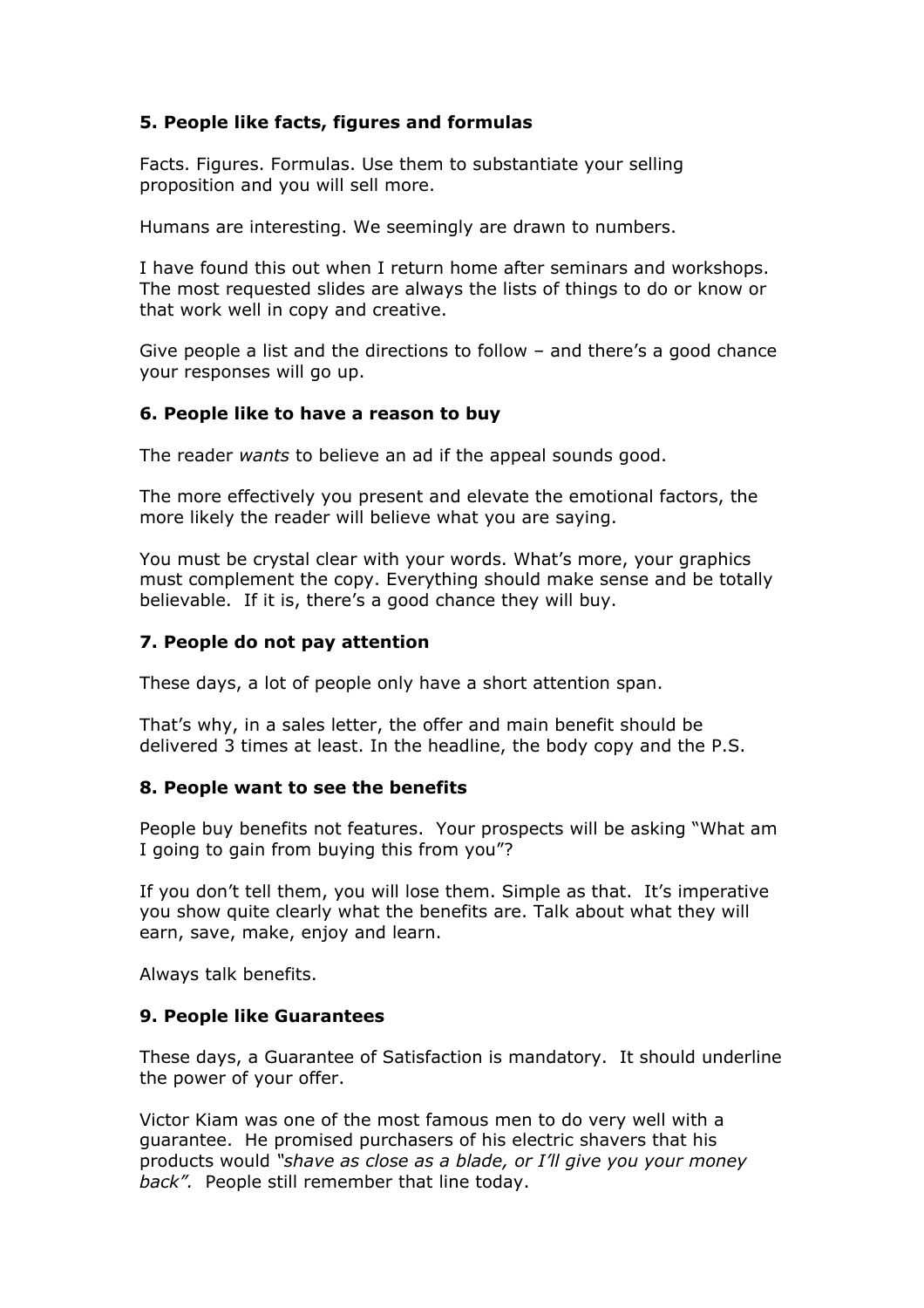**5. People like facts, figures and formulas**

Facts. Figures. Formulas. Use them to substantiate your selling proposition and you will sell more.

Humans are interesting. We seemingly are drawn to numbers.

I have found this out when I return home after seminars and workshops. The most requested slides are always the lists of things to do or know or that work well in copy and creative.

Give people a list and the directions to follow – and there's a good chance your responses will go up.

**6. People like to have a reason to buy**

The reader *wants* to believe an ad if the appeal sounds good.

The more effectively you present and elevate the emotional factors, the more likely the reader will believe what you are saying.

You must be crystal clear with your words. What's more, your graphics must complement the copy. Everything should make sense and be totally believable. If it is, there's a good chance they will buy.

**7. People do not pay attention**

These days, a lot of people only have a short attention span.

That's why, in a sales letter, the offer and main benefit should be delivered 3 times at least. In the headline, the body copy and the P.S.

**8. People want to see the benefits**

People buy benefits not features. Your prospects will be asking "What am I going to gain from buying this from you"?

If you don't tell them, you will lose them. Simple as that. It's imperative you show quite clearly what the benefits are. Talk about what they will earn, save, make, enjoy and learn.

Always talk benefits.

**9. People like Guarantees**

These days, a Guarantee of Satisfaction is mandatory. It should underline the power of your offer.

Victor Kiam was one of the most famous men to do very well with a guarantee. He promised purchasers of his electric shavers that his products would *"shave as close as a blade, or I'll give you your money back".* People still remember that line today.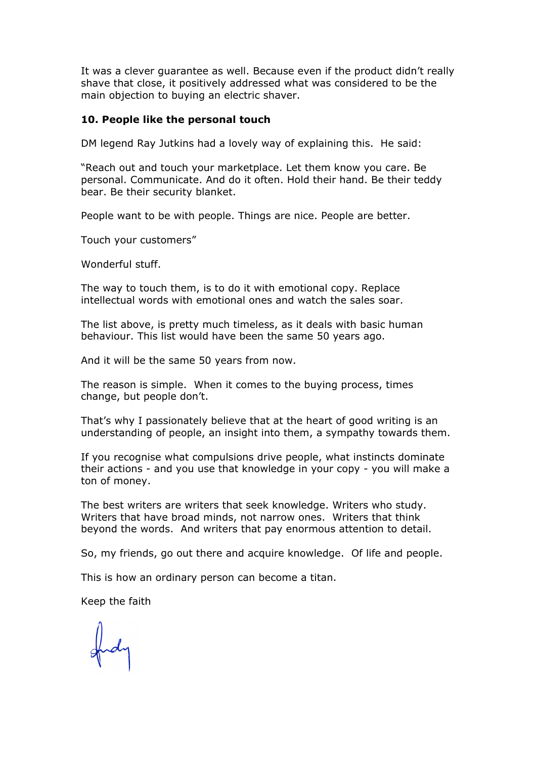It was a clever guarantee as well. Because even if the product didn't really shave that close, it positively addressed what was considered to be the main objection to buying an electric shaver.

**10. People like the personal touch**

DM legend Ray Jutkins had a lovely way of explaining this. He said:

"Reach out and touch your marketplace. Let them know you care. Be personal. Communicate. And do it often. Hold their hand. Be their teddy bear. Be their security blanket.

People want to be with people. Things are nice. People are better.

Touch your customers"

Wonderful stuff.

The way to touch them, is to do it with emotional copy. Replace intellectual words with emotional ones and watch the sales soar.

The list above, is pretty much timeless, as it deals with basic human behaviour. This list would have been the same 50 years ago.

And it will be the same 50 years from now.

The reason is simple. When it comes to the buying process, times change, but people don't.

That's why I passionately believe that at the heart of good writing is an understanding of people, an insight into them, a sympathy towards them.

If you recognise what compulsions drive people, what instincts dominate their actions - and you use that knowledge in your copy - you will make a ton of money.

The best writers are writers that seek knowledge. Writers who study. Writers that have broad minds, not narrow ones. Writers that think beyond the words. And writers that pay enormous attention to detail.

So, my friends, go out there and acquire knowledge. Of life and people.

This is how an ordinary person can become a titan.

Keep the faith

Andy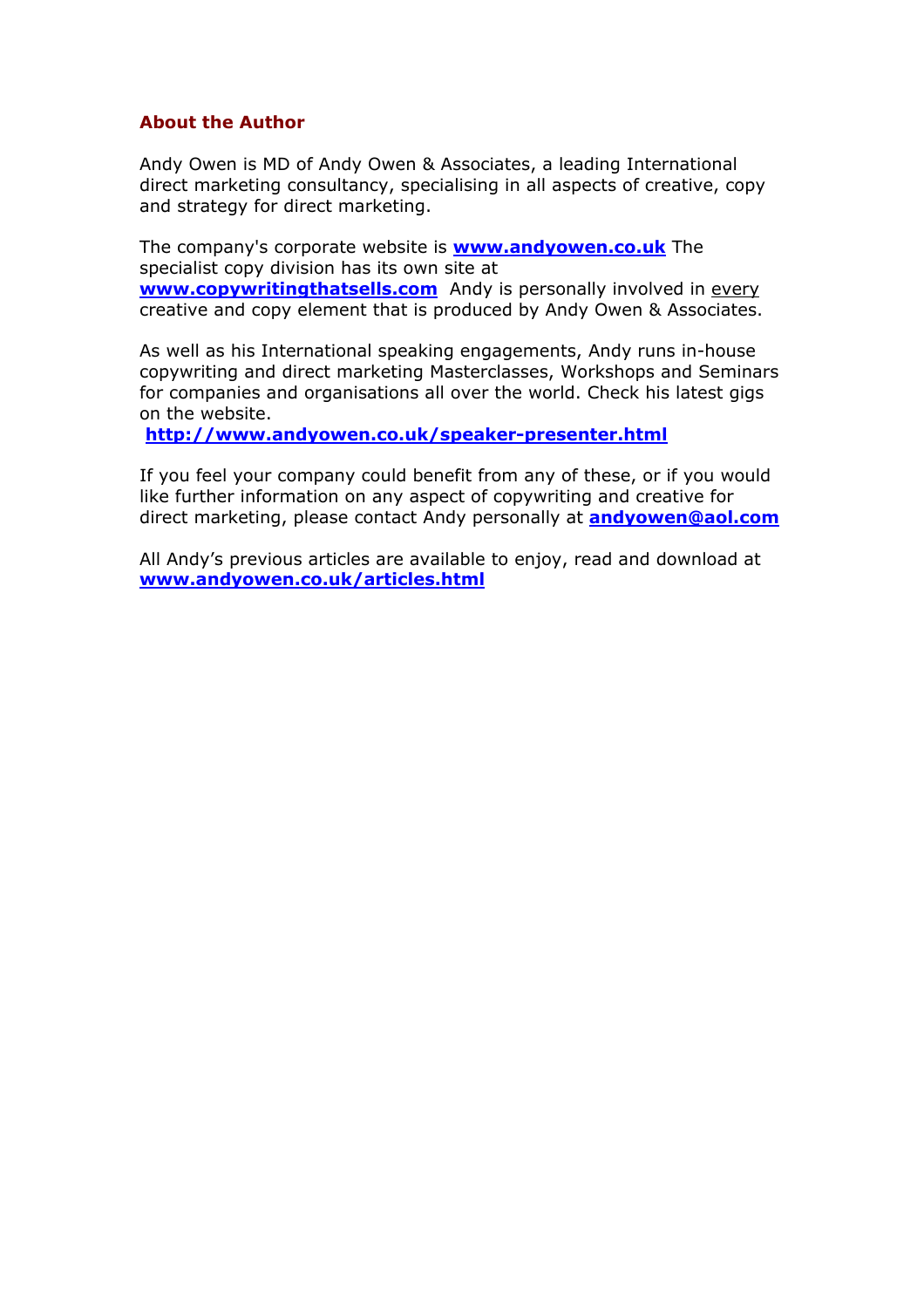## About the Author

Andy Owen is MD of Andy Owen & Associates, a leading International direct marketing consultancy, specialising in all aspects of creative, copy and strategy for direct marketing.

The company's corporate website is **www.andyowen.co.uk** The specialist copy division has its own site at **www.copywritingthatsells.com** Andy is personally involved in every creative and copy element that is produced by Andy Owen & Associates.

As well as his International speaking engagements, Andy runs in-house copywriting and direct marketing Masterclasses, Workshops and Seminars for companies and organisations all over the world. Check his latest gigs on the website.
**http://www.andyowen.co.uk/speaker-presenter.html**

If you feel your company could benefit from any of these, or if you would like further information on any aspect of copywriting and creative for direct marketing, please contact Andy personally at **andyowen@aol.com**

All Andy's previous articles are available to enjoy, read and download at **www.andyowen.co.uk/articles.html**